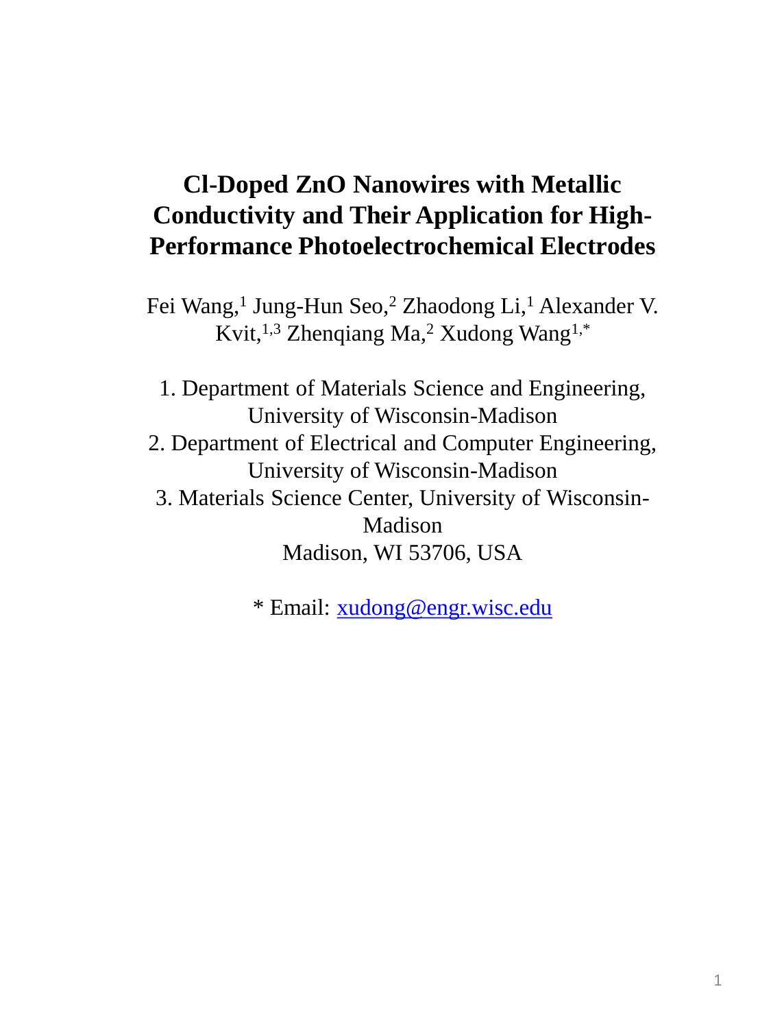# Cl-Doped ZnO Nanowires with Metallic Conductivity and Their Application for High-Performance Photoelectrochemical Electrodes

Fei Wang,[1] Jung-Hun Seo,[2] Zhaodong Li,[1] Alexander V. Kvit,[1,3] Zhenqiang Ma,[2] Xudong Wang[1,*]

1. Department of Materials Science and Engineering, University of Wisconsin-Madison
2. Department of Electrical and Computer Engineering, University of Wisconsin-Madison
3. Materials Science Center, University of Wisconsin-Madison

Madison, WI 53706, USA

* Email: xudong@engr.wisc.edu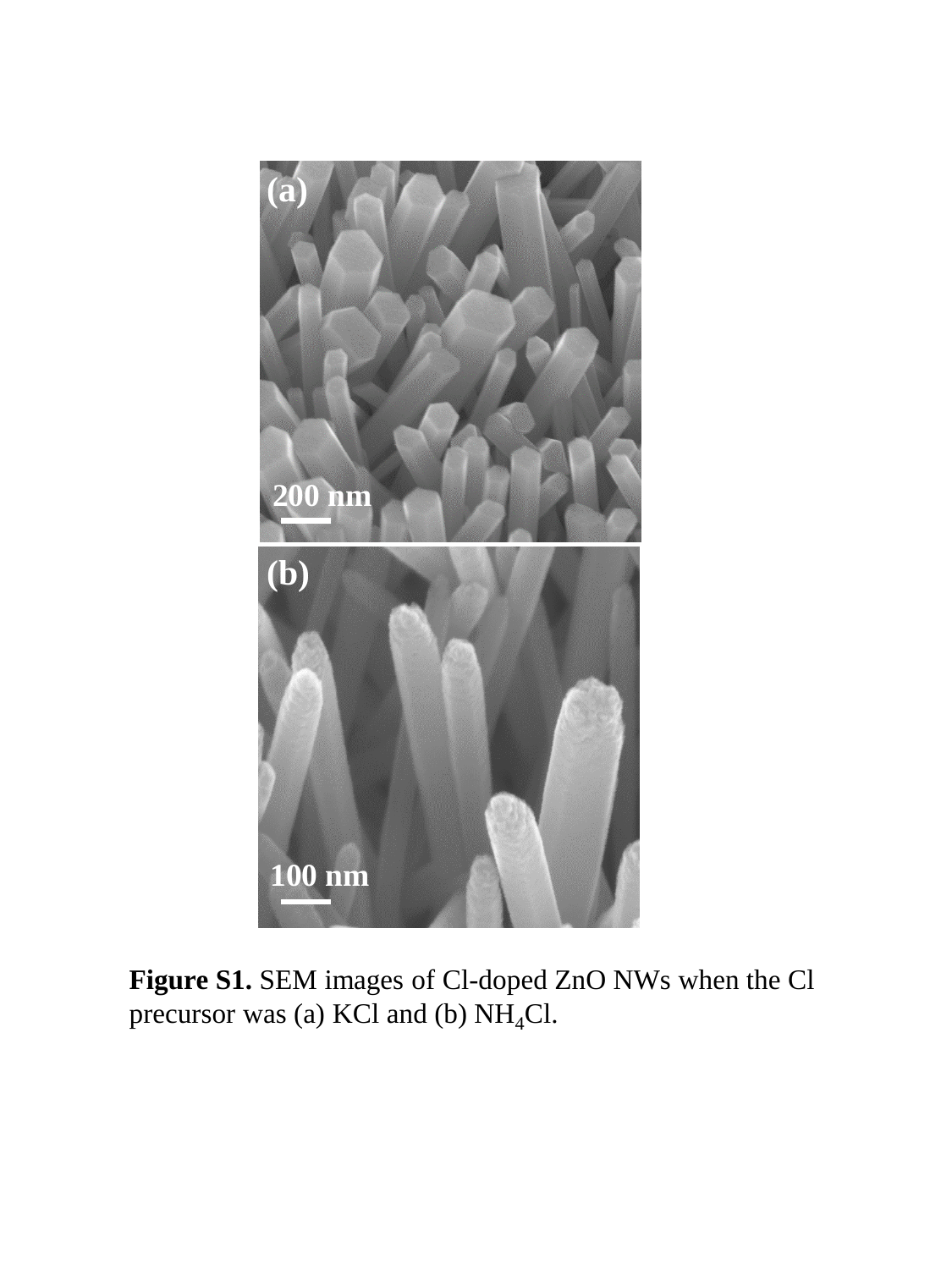**Figure S1.** SEM images of Cl-doped ZnO NWs when the Cl precursor was (a) KCl and (b) $NH_4Cl$.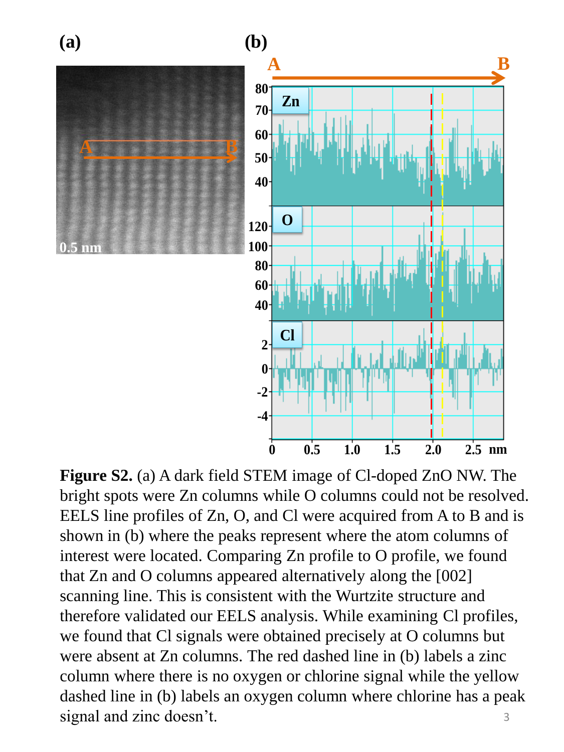**Figure S2.** (a) A dark field STEM image of Cl-doped ZnO NW. The bright spots were Zn columns while O columns could not be resolved. EELS line profiles of Zn, O, and Cl were acquired from A to B and is shown in (b) where the peaks represent where the atom columns of interest were located. Comparing Zn profile to O profile, we found that Zn and O columns appeared alternatively along the [002] scanning line. This is consistent with the Wurtzite structure and therefore validated our EELS analysis. While examining Cl profiles, we found that Cl signals were obtained precisely at O columns but were absent at Zn columns. The red dashed line in (b) labels a zinc column where there is no oxygen or chlorine signal while the yellow dashed line in (b) labels an oxygen column where chlorine has a peak signal and zinc doesn't.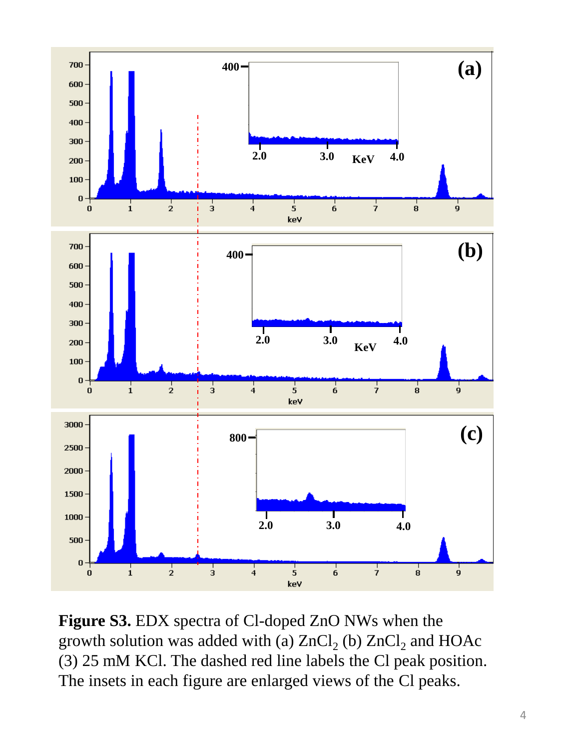**Figure S3.** EDX spectra of Cl-doped ZnO NWs when the growth solution was added with (a) $ZnCl_2$ (b) $ZnCl_2$ and HOAc (3) 25 mM KCl. The dashed red line labels the Cl peak position. The insets in each figure are enlarged views of the Cl peaks.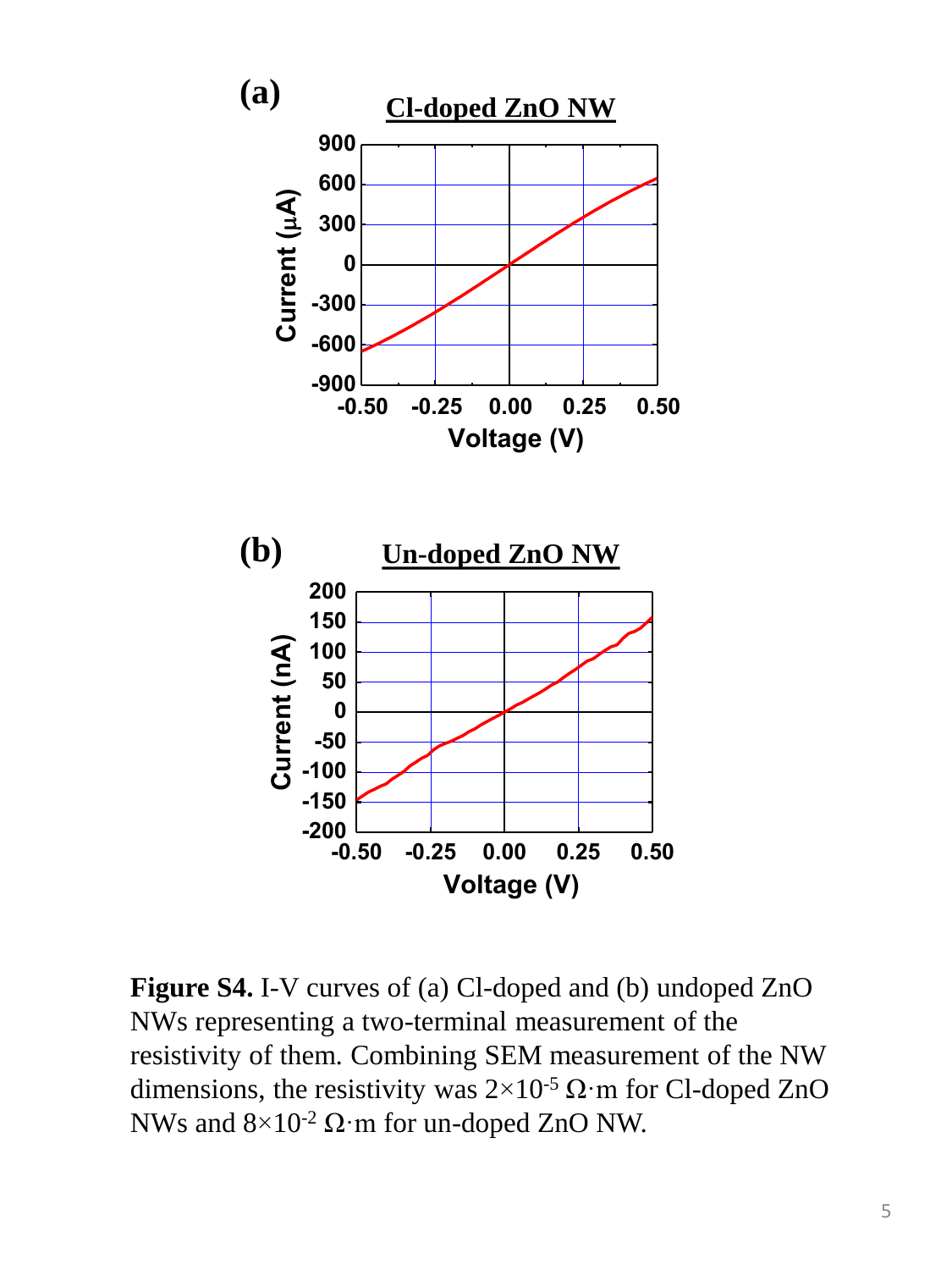**Figure S4.** I-V curves of (a) Cl-doped and (b) undoped ZnO NWs representing a two-terminal measurement of the resistivity of them. Combining SEM measurement of the NW dimensions, the resistivity was $2\times10^{-5}$ $\Omega\cdot$m for Cl-doped ZnO NWs and $8\times10^{-2}$ $\Omega\cdot$m for un-doped ZnO NW.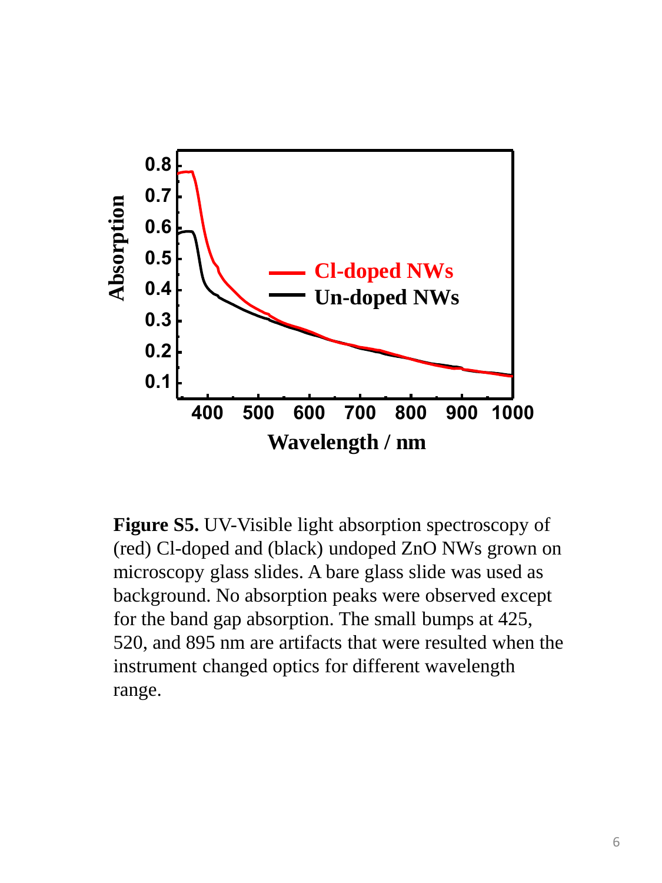**Figure S5.** UV-Visible light absorption spectroscopy of (red) Cl-doped and (black) undoped ZnO NWs grown on microscopy glass slides. A bare glass slide was used as background. No absorption peaks were observed except for the band gap absorption. The small bumps at 425, 520, and 895 nm are artifacts that were resulted when the instrument changed optics for different wavelength range.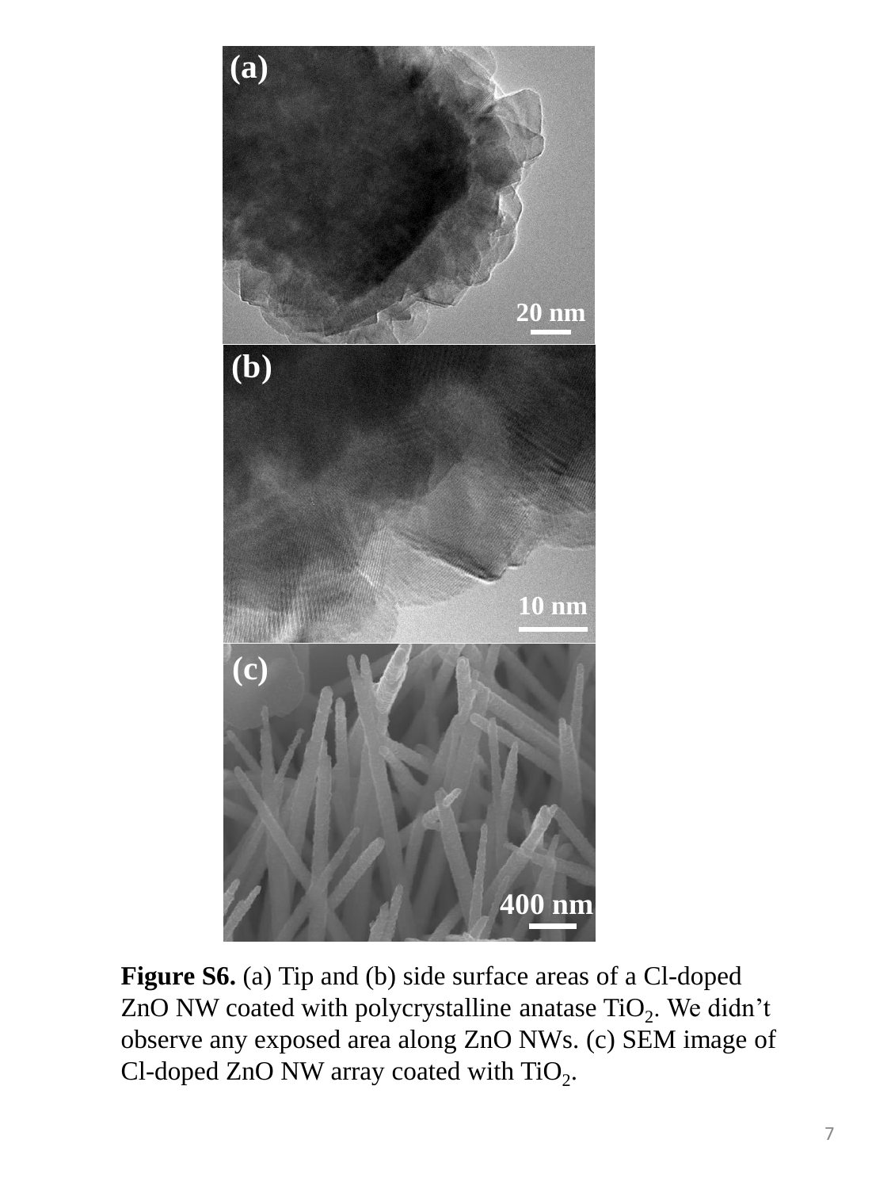(a)

20 nm

(b)

10 nm

(c)

400 nm

**Figure S6.** (a) Tip and (b) side surface areas of a Cl-doped ZnO NW coated with polycrystalline anatase $TiO_2$. We didn't observe any exposed area along ZnO NWs. (c) SEM image of Cl-doped ZnO NW array coated with $TiO_2$.